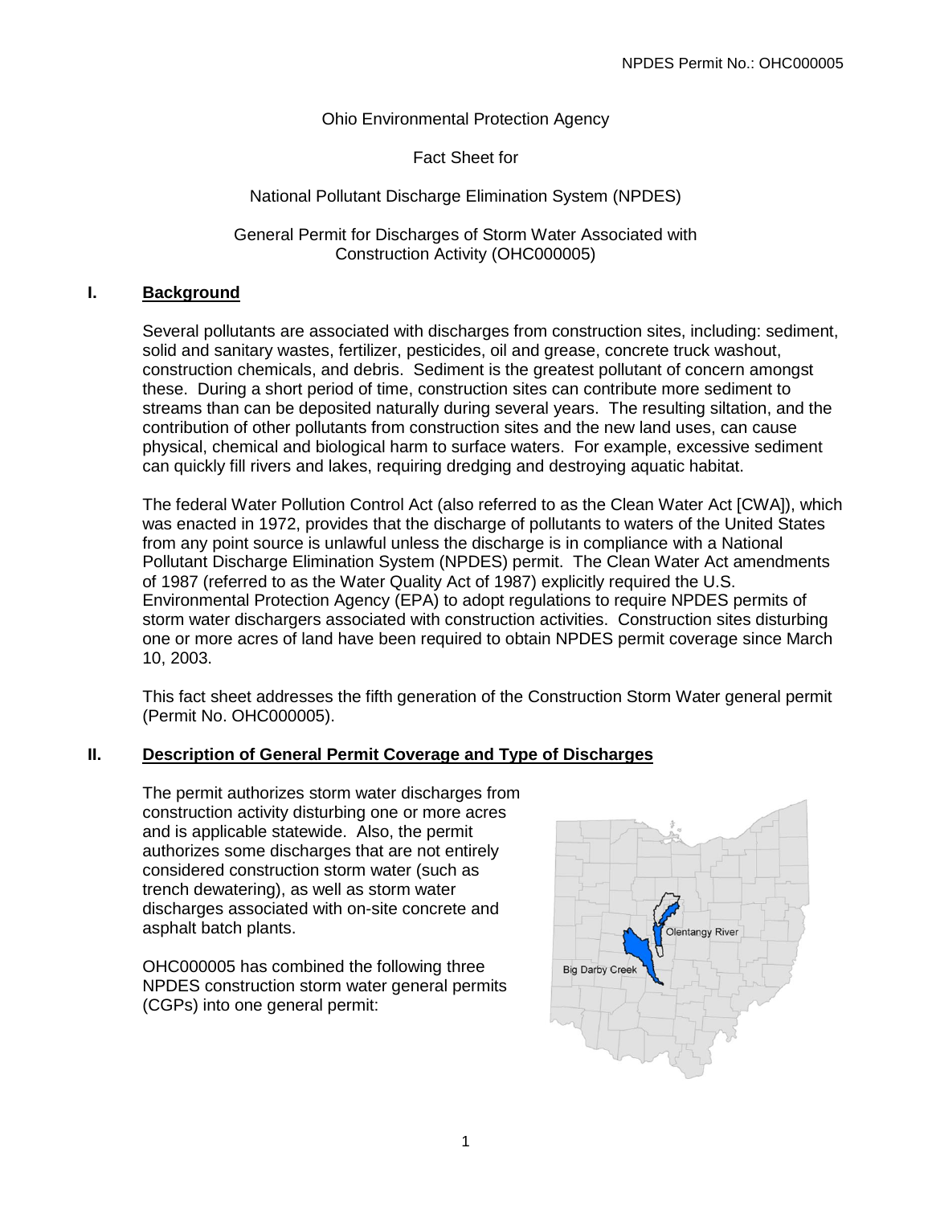Ohio Environmental Protection Agency

Fact Sheet for

National Pollutant Discharge Elimination System (NPDES)

General Permit for Discharges of Storm Water Associated with Construction Activity (OHC000005)

## I. Background

Several pollutants are associated with discharges from construction sites, including: sediment, solid and sanitary wastes, fertilizer, pesticides, oil and grease, concrete truck washout, construction chemicals, and debris. Sediment is the greatest pollutant of concern amongst these. During a short period of time, construction sites can contribute more sediment to streams than can be deposited naturally during several years. The resulting siltation, and the contribution of other pollutants from construction sites and the new land uses, can cause physical, chemical and biological harm to surface waters. For example, excessive sediment can quickly fill rivers and lakes, requiring dredging and destroying aquatic habitat.

The federal Water Pollution Control Act (also referred to as the Clean Water Act [CWA]), which was enacted in 1972, provides that the discharge of pollutants to waters of the United States from any point source is unlawful unless the discharge is in compliance with a National Pollutant Discharge Elimination System (NPDES) permit. The Clean Water Act amendments of 1987 (referred to as the Water Quality Act of 1987) explicitly required the U.S. Environmental Protection Agency (EPA) to adopt regulations to require NPDES permits of storm water dischargers associated with construction activities. Construction sites disturbing one or more acres of land have been required to obtain NPDES permit coverage since March 10, 2003.

This fact sheet addresses the fifth generation of the Construction Storm Water general permit (Permit No. OHC000005).

## II. Description of General Permit Coverage and Type of Discharges

The permit authorizes storm water discharges from construction activity disturbing one or more acres and is applicable statewide. Also, the permit authorizes some discharges that are not entirely considered construction storm water (such as trench dewatering), as well as storm water discharges associated with on-site concrete and asphalt batch plants.

Olentangy River

Big Darby Creek

OHC000005 has combined the following three NPDES construction storm water general permits (CGPs) into one general permit: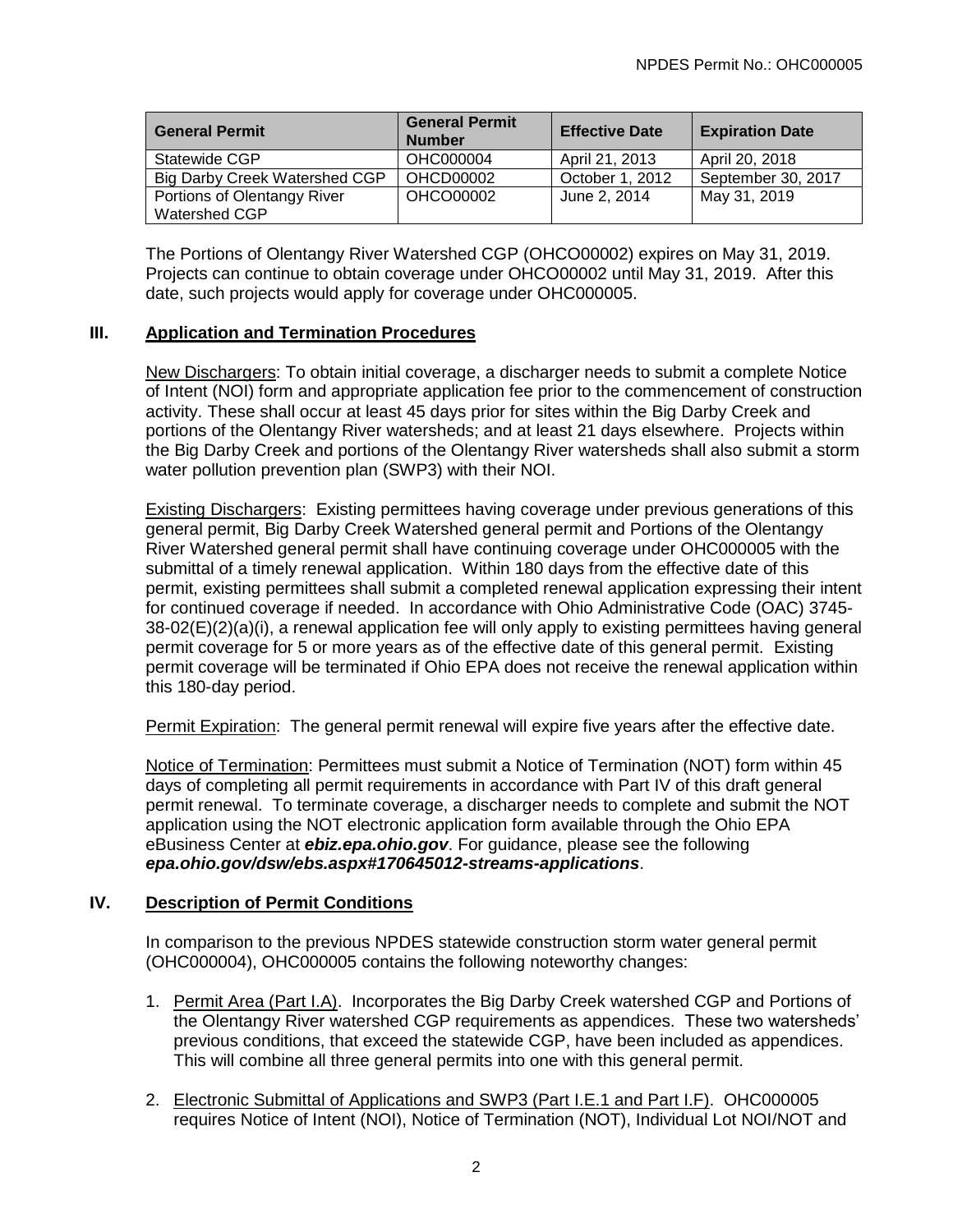| General Permit | General Permit Number | Effective Date | Expiration Date |
| --- | --- | --- | --- |
| Statewide CGP | OHC000004 | April 21, 2013 | April 20, 2018 |
| Big Darby Creek Watershed CGP | OHCD00002 | October 1, 2012 | September 30, 2017 |
| Portions of Olentangy River Watershed CGP | OHCO00002 | June 2, 2014 | May 31, 2019 |

The Portions of Olentangy River Watershed CGP (OHCO00002) expires on May 31, 2019. Projects can continue to obtain coverage under OHCO00002 until May 31, 2019. After this date, such projects would apply for coverage under OHC000005.

## III. Application and Termination Procedures

New Dischargers: To obtain initial coverage, a discharger needs to submit a complete Notice of Intent (NOI) form and appropriate application fee prior to the commencement of construction activity. These shall occur at least 45 days prior for sites within the Big Darby Creek and portions of the Olentangy River watersheds; and at least 21 days elsewhere. Projects within the Big Darby Creek and portions of the Olentangy River watersheds shall also submit a storm water pollution prevention plan (SWP3) with their NOI.

Existing Dischargers: Existing permittees having coverage under previous generations of this general permit, Big Darby Creek Watershed general permit and Portions of the Olentangy River Watershed general permit shall have continuing coverage under OHC000005 with the submittal of a timely renewal application. Within 180 days from the effective date of this permit, existing permittees shall submit a completed renewal application expressing their intent for continued coverage if needed. In accordance with Ohio Administrative Code (OAC) 3745-38-02(E)(2)(a)(i), a renewal application fee will only apply to existing permittees having general permit coverage for 5 or more years as of the effective date of this general permit. Existing permit coverage will be terminated if Ohio EPA does not receive the renewal application within this 180-day period.

Permit Expiration: The general permit renewal will expire five years after the effective date.

Notice of Termination: Permittees must submit a Notice of Termination (NOT) form within 45 days of completing all permit requirements in accordance with Part IV of this draft general permit renewal. To terminate coverage, a discharger needs to complete and submit the NOT application using the NOT electronic application form available through the Ohio EPA eBusiness Center at ***ebiz.epa.ohio.gov***. For guidance, please see the following ***epa.ohio.gov/dsw/ebs.aspx#170645012-streams-applications***.

## IV. Description of Permit Conditions

In comparison to the previous NPDES statewide construction storm water general permit (OHC000004), OHC000005 contains the following noteworthy changes:

1. Permit Area (Part I.A). Incorporates the Big Darby Creek watershed CGP and Portions of the Olentangy River watershed CGP requirements as appendices. These two watersheds' previous conditions, that exceed the statewide CGP, have been included as appendices. This will combine all three general permits into one with this general permit.
2. Electronic Submittal of Applications and SWP3 (Part I.E.1 and Part I.F). OHC000005 requires Notice of Intent (NOI), Notice of Termination (NOT), Individual Lot NOI/NOT and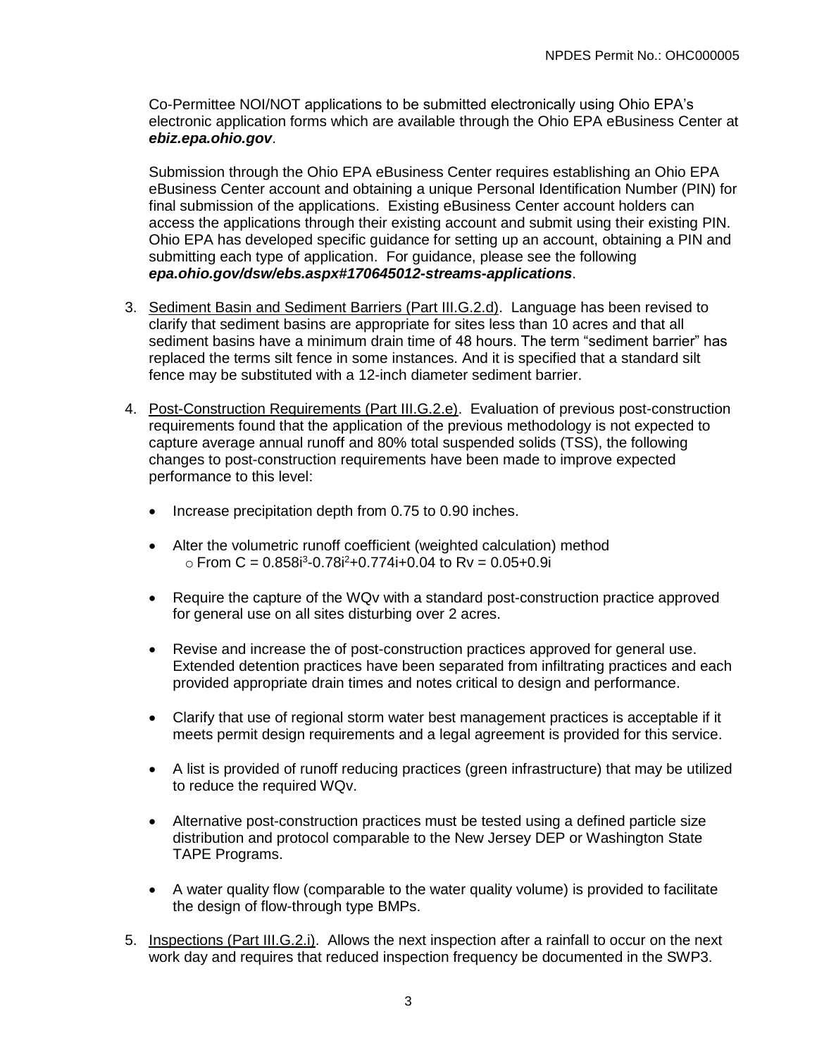Co-Permittee NOI/NOT applications to be submitted electronically using Ohio EPA's electronic application forms which are available through the Ohio EPA eBusiness Center at ***ebiz.epa.ohio.gov***.

Submission through the Ohio EPA eBusiness Center requires establishing an Ohio EPA eBusiness Center account and obtaining a unique Personal Identification Number (PIN) for final submission of the applications. Existing eBusiness Center account holders can access the applications through their existing account and submit using their existing PIN. Ohio EPA has developed specific guidance for setting up an account, obtaining a PIN and submitting each type of application. For guidance, please see the following ***epa.ohio.gov/dsw/ebs.aspx#170645012-streams-applications***.

3. Sediment Basin and Sediment Barriers (Part III.G.2.d). Language has been revised to clarify that sediment basins are appropriate for sites less than 10 acres and that all sediment basins have a minimum drain time of 48 hours. The term "sediment barrier" has replaced the terms silt fence in some instances. And it is specified that a standard silt fence may be substituted with a 12-inch diameter sediment barrier.

4. Post-Construction Requirements (Part III.G.2.e). Evaluation of previous post-construction requirements found that the application of the previous methodology is not expected to capture average annual runoff and 80% total suspended solids (TSS), the following changes to post-construction requirements have been made to improve expected performance to this level:

   - Increase precipitation depth from 0.75 to 0.90 inches.
   - Alter the volumetric runoff coefficient (weighted calculation) method
     - From $C = 0.858i^3 - 0.78i^2 + 0.774i + 0.04$ to $Rv = 0.05 + 0.9i$
   - Require the capture of the WQv with a standard post-construction practice approved for general use on all sites disturbing over 2 acres.
   - Revise and increase the of post-construction practices approved for general use. Extended detention practices have been separated from infiltrating practices and each provided appropriate drain times and notes critical to design and performance.
   - Clarify that use of regional storm water best management practices is acceptable if it meets permit design requirements and a legal agreement is provided for this service.
   - A list is provided of runoff reducing practices (green infrastructure) that may be utilized to reduce the required WQv.
   - Alternative post-construction practices must be tested using a defined particle size distribution and protocol comparable to the New Jersey DEP or Washington State TAPE Programs.
   - A water quality flow (comparable to the water quality volume) is provided to facilitate the design of flow-through type BMPs.

5. Inspections (Part III.G.2.i). Allows the next inspection after a rainfall to occur on the next work day and requires that reduced inspection frequency be documented in the SWP3.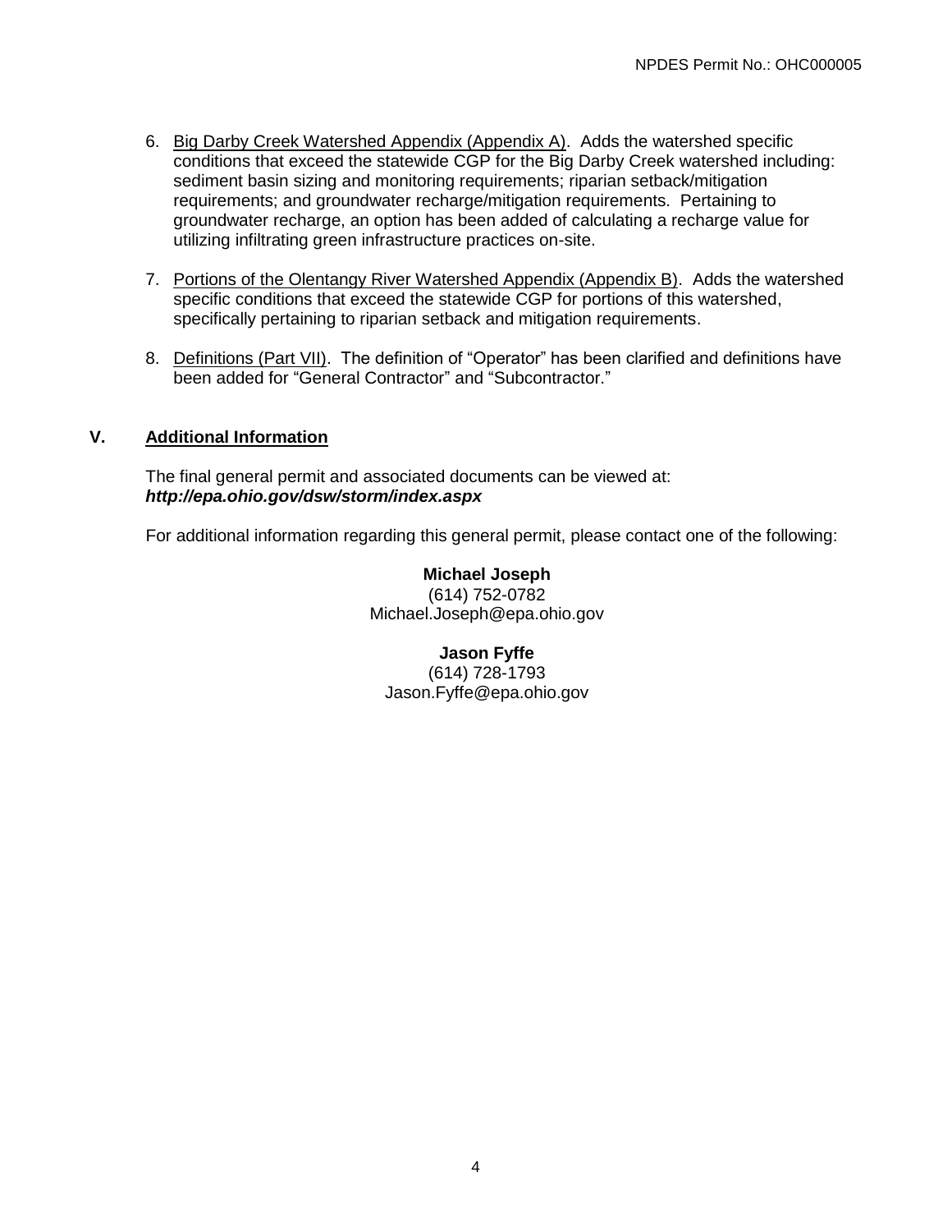6. Big Darby Creek Watershed Appendix (Appendix A). Adds the watershed specific conditions that exceed the statewide CGP for the Big Darby Creek watershed including: sediment basin sizing and monitoring requirements; riparian setback/mitigation requirements; and groundwater recharge/mitigation requirements. Pertaining to groundwater recharge, an option has been added of calculating a recharge value for utilizing infiltrating green infrastructure practices on-site.

7. Portions of the Olentangy River Watershed Appendix (Appendix B). Adds the watershed specific conditions that exceed the statewide CGP for portions of this watershed, specifically pertaining to riparian setback and mitigation requirements.

8. Definitions (Part VII). The definition of "Operator" has been clarified and definitions have been added for "General Contractor" and "Subcontractor."

## V. Additional Information

The final general permit and associated documents can be viewed at:
***http://epa.ohio.gov/dsw/storm/index.aspx***

For additional information regarding this general permit, please contact one of the following:

**Michael Joseph**
(614) 752-0782
Michael.Joseph@epa.ohio.gov

**Jason Fyffe**
(614) 728-1793
Jason.Fyffe@epa.ohio.gov